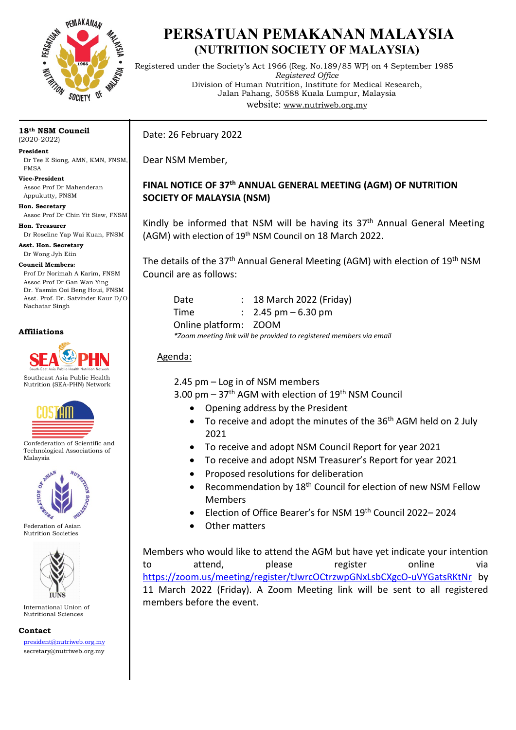# PERSATUAN PEMAKANAN MALAYSIA

## (NUTRITION SOCIETY OF MALAYSIA)

Registered under the Society's Act 1966 (Reg. No.189/85 WP) on 4 September 1985

*Registered Office*

Division of Human Nutrition, Institute for Medical Research,
Jalan Pahang, 50588 Kuala Lumpur, Malaysia

website: www.nutriweb.org.my

**18th NSM Council**
(2020-2022)

**President**
Dr Tee E Siong, AMN, KMN, FNSM, FMSA

**Vice-President**
Assoc Prof Dr Mahenderan Appukutty, FNSM

**Hon. Secretary**
Assoc Prof Dr Chin Yit Siew, FNSM

**Hon. Treasurer**
Dr Roseline Yap Wai Kuan, FNSM

**Asst. Hon. Secretary**
Dr Wong Jyh Eiin

**Council Members:**
Prof Dr Norimah A Karim, FNSM
Assoc Prof Dr Gan Wan Ying
Dr. Yasmin Ooi Beng Houi, FNSM
Asst. Prof. Dr. Satvinder Kaur D/O Nachatar Singh

**Affiliations**

Southeast Asia Public Health Nutrition (SEA-PHN) Network

Confederation of Scientific and Technological Associations of Malaysia

Federation of Asian Nutrition Societies

International Union of Nutritional Sciences

**Contact**
president@nutriweb.org.my
secretary@nutriweb.org.my

---

Date: 26 February 2022

Dear NSM Member,

**FINAL NOTICE OF 37th ANNUAL GENERAL MEETING (AGM) OF NUTRITION SOCIETY OF MALAYSIA (NSM)**

Kindly be informed that NSM will be having its 37th Annual General Meeting (AGM) with election of 19th NSM Council on 18 March 2022.

The details of the 37th Annual General Meeting (AGM) with election of 19th NSM Council are as follows:

Date : 18 March 2022 (Friday)
Time : 2.45 pm – 6.30 pm
Online platform: ZOOM

*\*Zoom meeting link will be provided to registered members via email*

Agenda:

2.45 pm – Log in of NSM members
3.00 pm – 37th AGM with election of 19th NSM Council

- Opening address by the President
- To receive and adopt the minutes of the 36th AGM held on 2 July 2021
- To receive and adopt NSM Council Report for year 2021
- To receive and adopt NSM Treasurer's Report for year 2021
- Proposed resolutions for deliberation
- Recommendation by 18th Council for election of new NSM Fellow Members
- Election of Office Bearer's for NSM 19th Council 2022– 2024
- Other matters

Members who would like to attend the AGM but have yet indicate your intention to attend, please register online via https://zoom.us/meeting/register/tJwrcOCtrzwpGNxLsbCXgcO-uVYGatsRKtNr by 11 March 2022 (Friday). A Zoom Meeting link will be sent to all registered members before the event.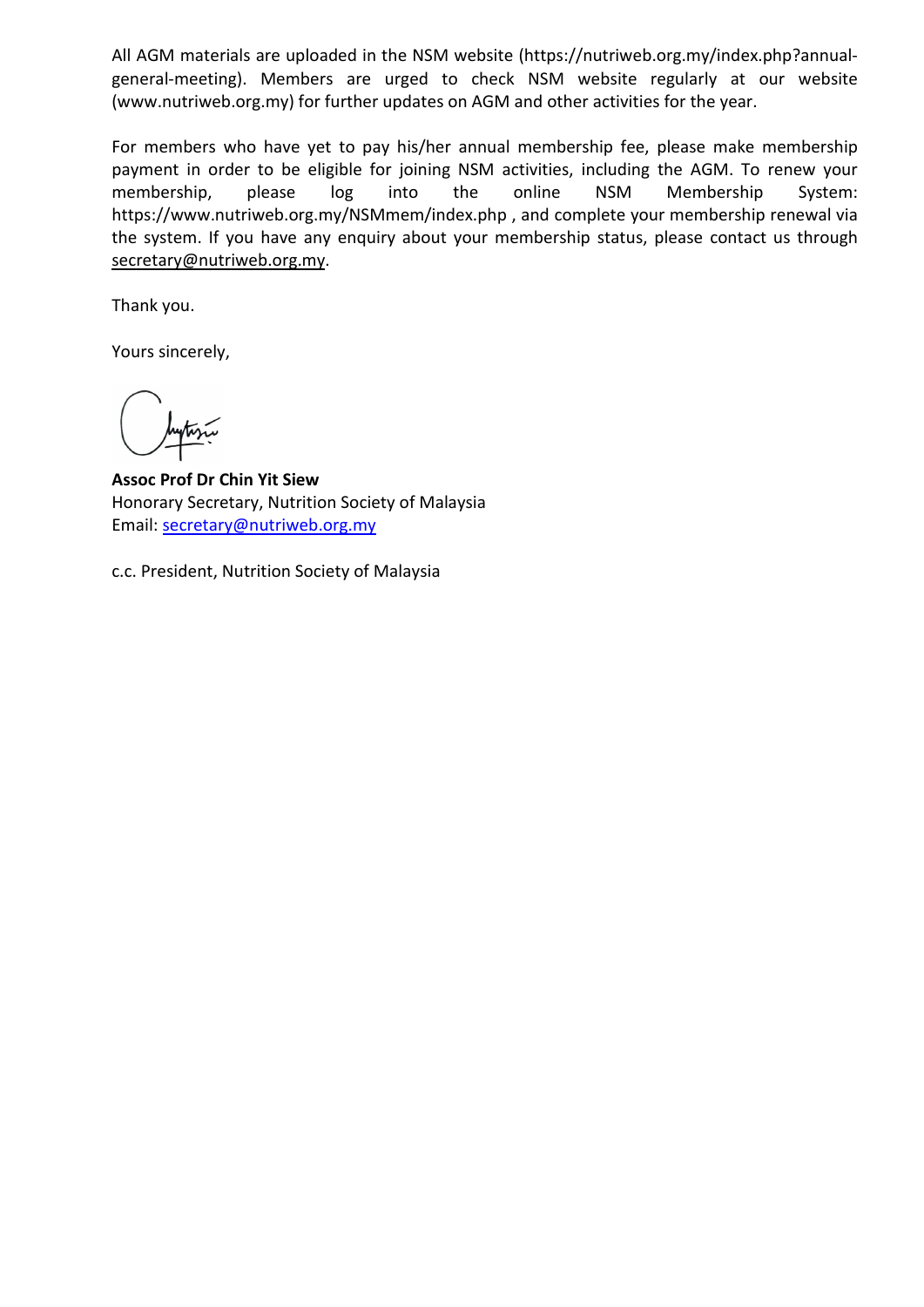All AGM materials are uploaded in the NSM website (https://nutriweb.org.my/index.php?annual-general-meeting). Members are urged to check NSM website regularly at our website (www.nutriweb.org.my) for further updates on AGM and other activities for the year.

For members who have yet to pay his/her annual membership fee, please make membership payment in order to be eligible for joining NSM activities, including the AGM. To renew your membership, please log into the online NSM Membership System: https://www.nutriweb.org.my/NSMmem/index.php , and complete your membership renewal via the system. If you have any enquiry about your membership status, please contact us through secretary@nutriweb.org.my.

Thank you.

Yours sincerely,

**Assoc Prof Dr Chin Yit Siew**
Honorary Secretary, Nutrition Society of Malaysia
Email: secretary@nutriweb.org.my

c.c. President, Nutrition Society of Malaysia